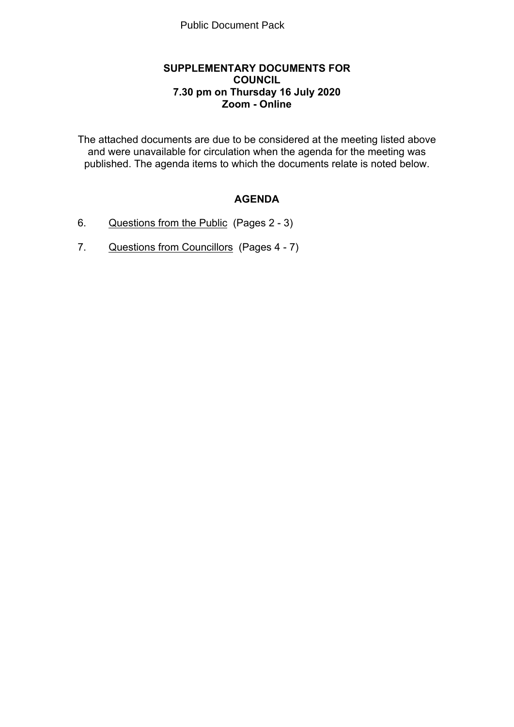Public Document Pack

**SUPPLEMENTARY DOCUMENTS FOR COUNCIL**
**7.30 pm on Thursday 16 July 2020**
**Zoom - Online**

The attached documents are due to be considered at the meeting listed above and were unavailable for circulation when the agenda for the meeting was published. The agenda items to which the documents relate is noted below.

## AGENDA

6. Questions from the Public (Pages 2 - 3)

7. Questions from Councillors (Pages 4 - 7)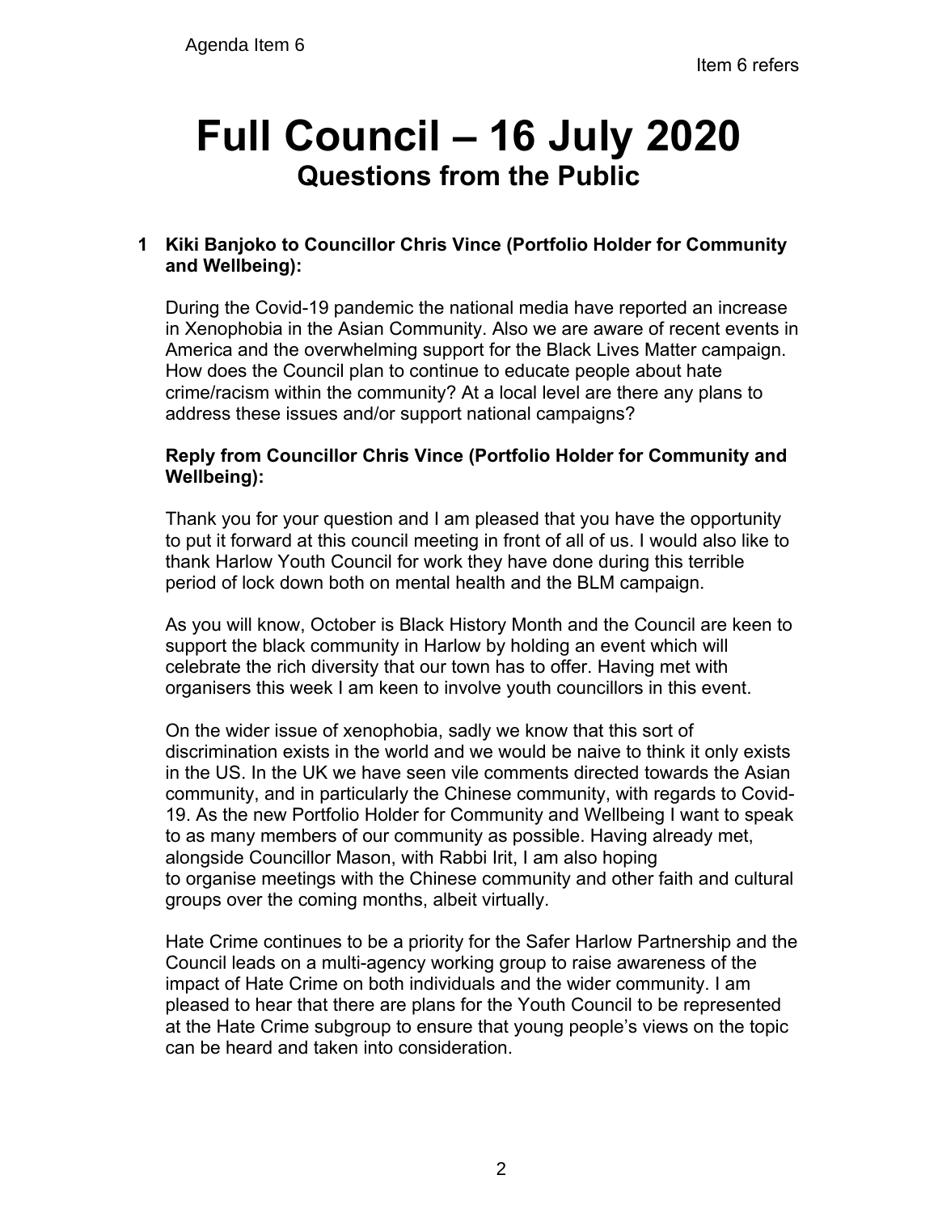Agenda Item 6

Item 6 refers

# Full Council – 16 July 2020

## Questions from the Public

**1 Kiki Banjoko to Councillor Chris Vince (Portfolio Holder for Community and Wellbeing):**

During the Covid-19 pandemic the national media have reported an increase in Xenophobia in the Asian Community. Also we are aware of recent events in America and the overwhelming support for the Black Lives Matter campaign. How does the Council plan to continue to educate people about hate crime/racism within the community? At a local level are there any plans to address these issues and/or support national campaigns?

**Reply from Councillor Chris Vince (Portfolio Holder for Community and Wellbeing):**

Thank you for your question and I am pleased that you have the opportunity to put it forward at this council meeting in front of all of us. I would also like to thank Harlow Youth Council for work they have done during this terrible period of lock down both on mental health and the BLM campaign.

As you will know, October is Black History Month and the Council are keen to support the black community in Harlow by holding an event which will celebrate the rich diversity that our town has to offer. Having met with organisers this week I am keen to involve youth councillors in this event.

On the wider issue of xenophobia, sadly we know that this sort of discrimination exists in the world and we would be naive to think it only exists in the US. In the UK we have seen vile comments directed towards the Asian community, and in particularly the Chinese community, with regards to Covid-19. As the new Portfolio Holder for Community and Wellbeing I want to speak to as many members of our community as possible. Having already met, alongside Councillor Mason, with Rabbi Irit, I am also hoping to organise meetings with the Chinese community and other faith and cultural groups over the coming months, albeit virtually.

Hate Crime continues to be a priority for the Safer Harlow Partnership and the Council leads on a multi-agency working group to raise awareness of the impact of Hate Crime on both individuals and the wider community. I am pleased to hear that there are plans for the Youth Council to be represented at the Hate Crime subgroup to ensure that young people's views on the topic can be heard and taken into consideration.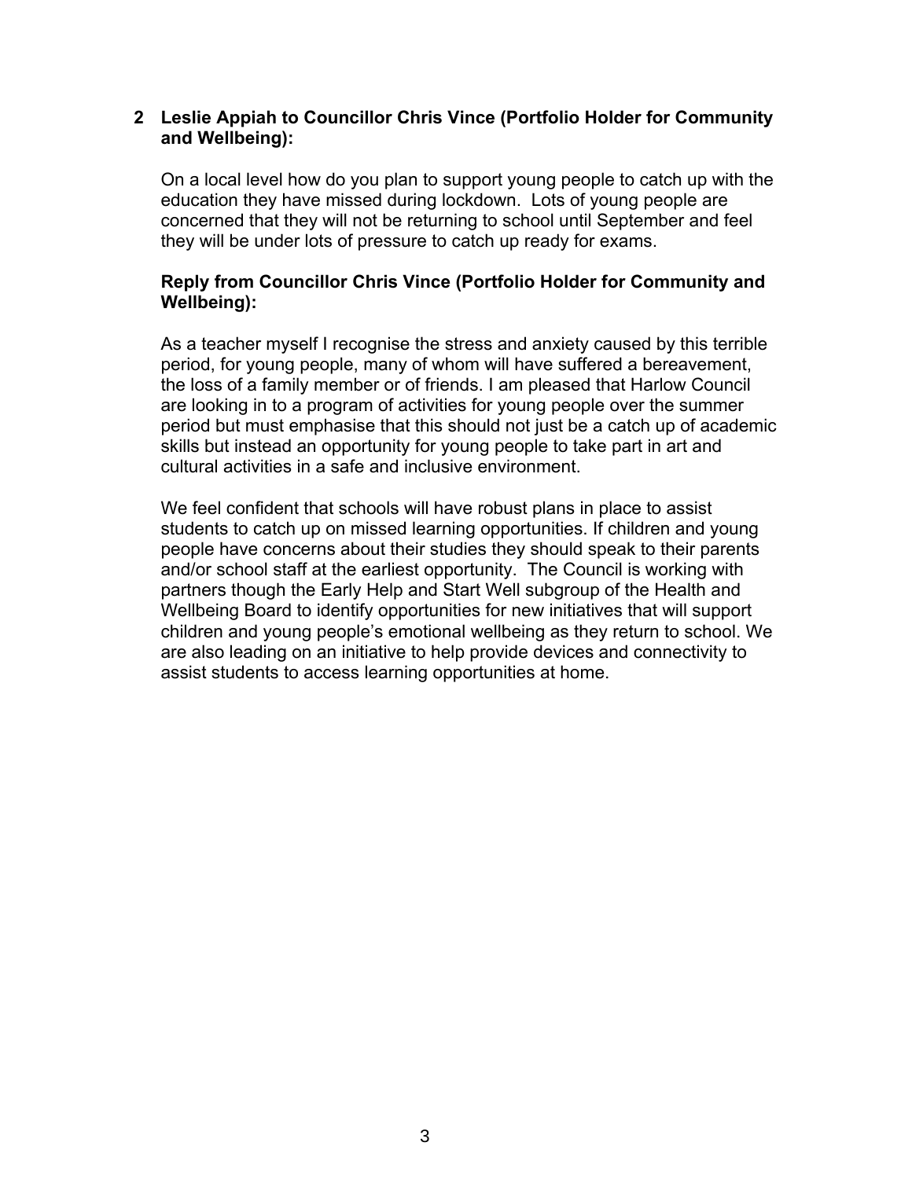**2 Leslie Appiah to Councillor Chris Vince (Portfolio Holder for Community and Wellbeing):**

On a local level how do you plan to support young people to catch up with the education they have missed during lockdown. Lots of young people are concerned that they will not be returning to school until September and feel they will be under lots of pressure to catch up ready for exams.

**Reply from Councillor Chris Vince (Portfolio Holder for Community and Wellbeing):**

As a teacher myself I recognise the stress and anxiety caused by this terrible period, for young people, many of whom will have suffered a bereavement, the loss of a family member or of friends. I am pleased that Harlow Council are looking in to a program of activities for young people over the summer period but must emphasise that this should not just be a catch up of academic skills but instead an opportunity for young people to take part in art and cultural activities in a safe and inclusive environment.

We feel confident that schools will have robust plans in place to assist students to catch up on missed learning opportunities. If children and young people have concerns about their studies they should speak to their parents and/or school staff at the earliest opportunity. The Council is working with partners though the Early Help and Start Well subgroup of the Health and Wellbeing Board to identify opportunities for new initiatives that will support children and young people's emotional wellbeing as they return to school. We are also leading on an initiative to help provide devices and connectivity to assist students to access learning opportunities at home.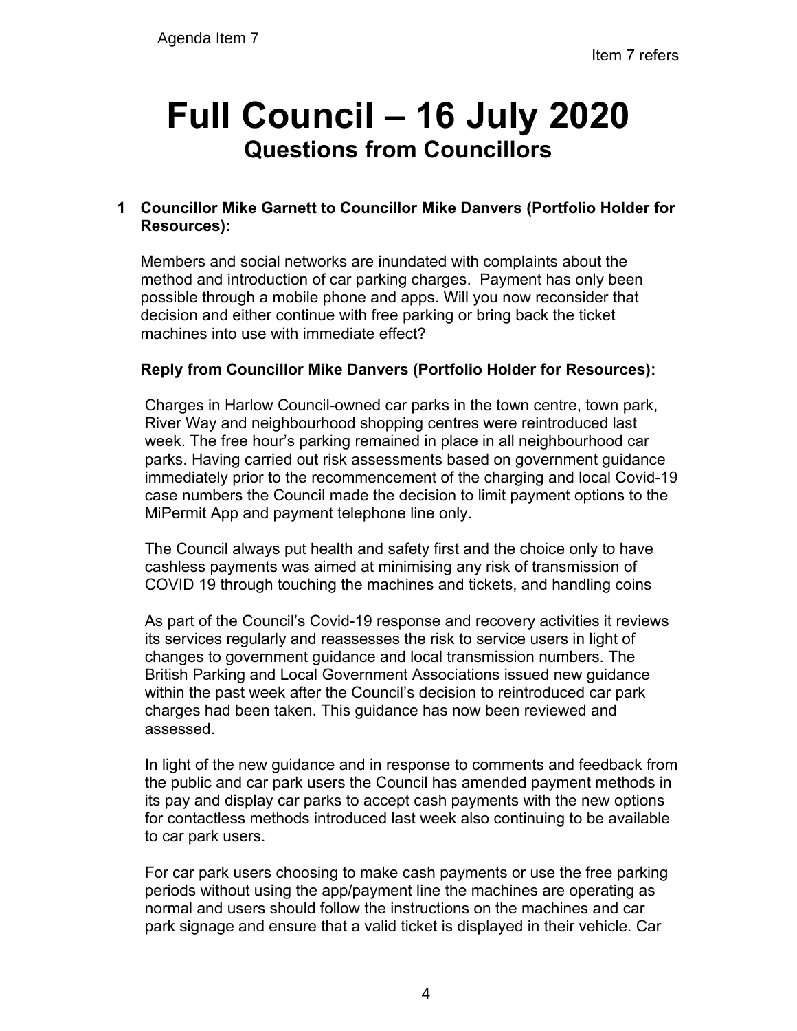Agenda Item 7

Item 7 refers

# Full Council – 16 July 2020

## Questions from Councillors

**1 Councillor Mike Garnett to Councillor Mike Danvers (Portfolio Holder for Resources):**

Members and social networks are inundated with complaints about the method and introduction of car parking charges. Payment has only been possible through a mobile phone and apps. Will you now reconsider that decision and either continue with free parking or bring back the ticket machines into use with immediate effect?

**Reply from Councillor Mike Danvers (Portfolio Holder for Resources):**

Charges in Harlow Council-owned car parks in the town centre, town park, River Way and neighbourhood shopping centres were reintroduced last week. The free hour's parking remained in place in all neighbourhood car parks. Having carried out risk assessments based on government guidance immediately prior to the recommencement of the charging and local Covid-19 case numbers the Council made the decision to limit payment options to the MiPermit App and payment telephone line only.

The Council always put health and safety first and the choice only to have cashless payments was aimed at minimising any risk of transmission of COVID 19 through touching the machines and tickets, and handling coins

As part of the Council's Covid-19 response and recovery activities it reviews its services regularly and reassesses the risk to service users in light of changes to government guidance and local transmission numbers. The British Parking and Local Government Associations issued new guidance within the past week after the Council's decision to reintroduced car park charges had been taken. This guidance has now been reviewed and assessed.

In light of the new guidance and in response to comments and feedback from the public and car park users the Council has amended payment methods in its pay and display car parks to accept cash payments with the new options for contactless methods introduced last week also continuing to be available to car park users.

For car park users choosing to make cash payments or use the free parking periods without using the app/payment line the machines are operating as normal and users should follow the instructions on the machines and car park signage and ensure that a valid ticket is displayed in their vehicle. Car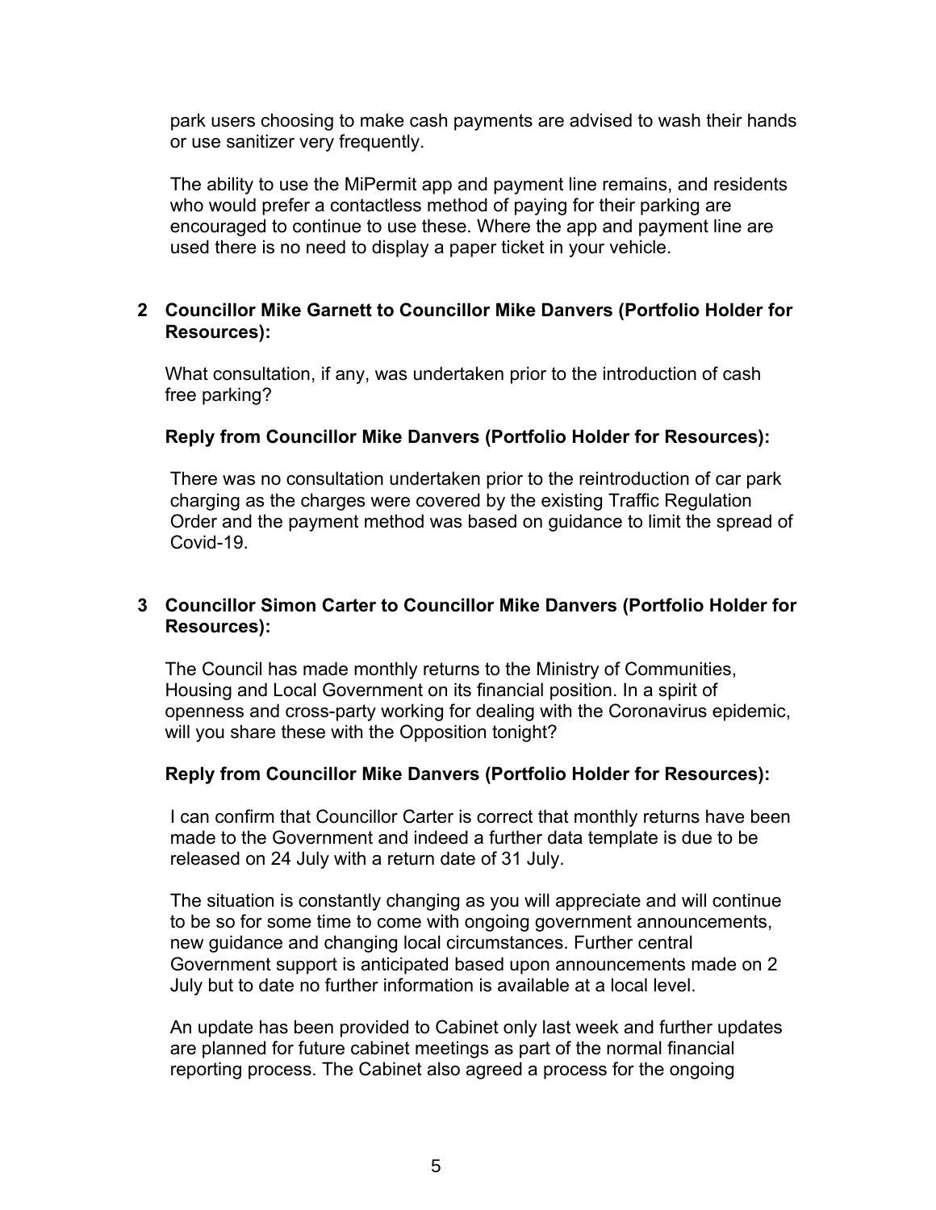park users choosing to make cash payments are advised to wash their hands or use sanitizer very frequently.

The ability to use the MiPermit app and payment line remains, and residents who would prefer a contactless method of paying for their parking are encouraged to continue to use these. Where the app and payment line are used there is no need to display a paper ticket in your vehicle.

**2 Councillor Mike Garnett to Councillor Mike Danvers (Portfolio Holder for Resources):**

What consultation, if any, was undertaken prior to the introduction of cash free parking?

**Reply from Councillor Mike Danvers (Portfolio Holder for Resources):**

There was no consultation undertaken prior to the reintroduction of car park charging as the charges were covered by the existing Traffic Regulation Order and the payment method was based on guidance to limit the spread of Covid-19.

**3 Councillor Simon Carter to Councillor Mike Danvers (Portfolio Holder for Resources):**

The Council has made monthly returns to the Ministry of Communities, Housing and Local Government on its financial position. In a spirit of openness and cross-party working for dealing with the Coronavirus epidemic, will you share these with the Opposition tonight?

**Reply from Councillor Mike Danvers (Portfolio Holder for Resources):**

I can confirm that Councillor Carter is correct that monthly returns have been made to the Government and indeed a further data template is due to be released on 24 July with a return date of 31 July.

The situation is constantly changing as you will appreciate and will continue to be so for some time to come with ongoing government announcements, new guidance and changing local circumstances. Further central Government support is anticipated based upon announcements made on 2 July but to date no further information is available at a local level.

An update has been provided to Cabinet only last week and further updates are planned for future cabinet meetings as part of the normal financial reporting process. The Cabinet also agreed a process for the ongoing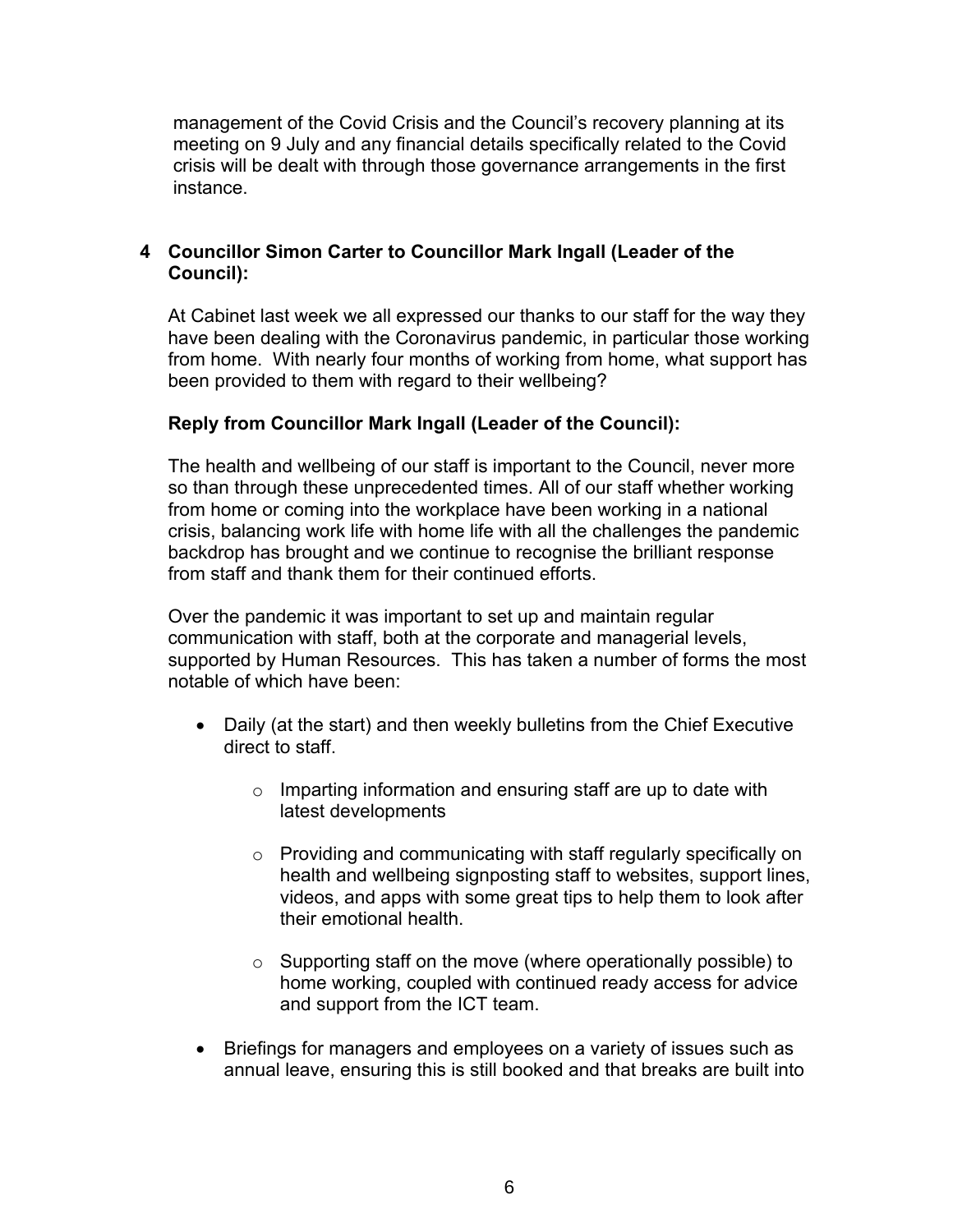management of the Covid Crisis and the Council's recovery planning at its meeting on 9 July and any financial details specifically related to the Covid crisis will be dealt with through those governance arrangements in the first instance.

**4 Councillor Simon Carter to Councillor Mark Ingall (Leader of the Council):**

At Cabinet last week we all expressed our thanks to our staff for the way they have been dealing with the Coronavirus pandemic, in particular those working from home. With nearly four months of working from home, what support has been provided to them with regard to their wellbeing?

**Reply from Councillor Mark Ingall (Leader of the Council):**

The health and wellbeing of our staff is important to the Council, never more so than through these unprecedented times. All of our staff whether working from home or coming into the workplace have been working in a national crisis, balancing work life with home life with all the challenges the pandemic backdrop has brought and we continue to recognise the brilliant response from staff and thank them for their continued efforts.

Over the pandemic it was important to set up and maintain regular communication with staff, both at the corporate and managerial levels, supported by Human Resources. This has taken a number of forms the most notable of which have been:

- Daily (at the start) and then weekly bulletins from the Chief Executive direct to staff.
  - Imparting information and ensuring staff are up to date with latest developments
  - Providing and communicating with staff regularly specifically on health and wellbeing signposting staff to websites, support lines, videos, and apps with some great tips to help them to look after their emotional health.
  - Supporting staff on the move (where operationally possible) to home working, coupled with continued ready access for advice and support from the ICT team.
- Briefings for managers and employees on a variety of issues such as annual leave, ensuring this is still booked and that breaks are built into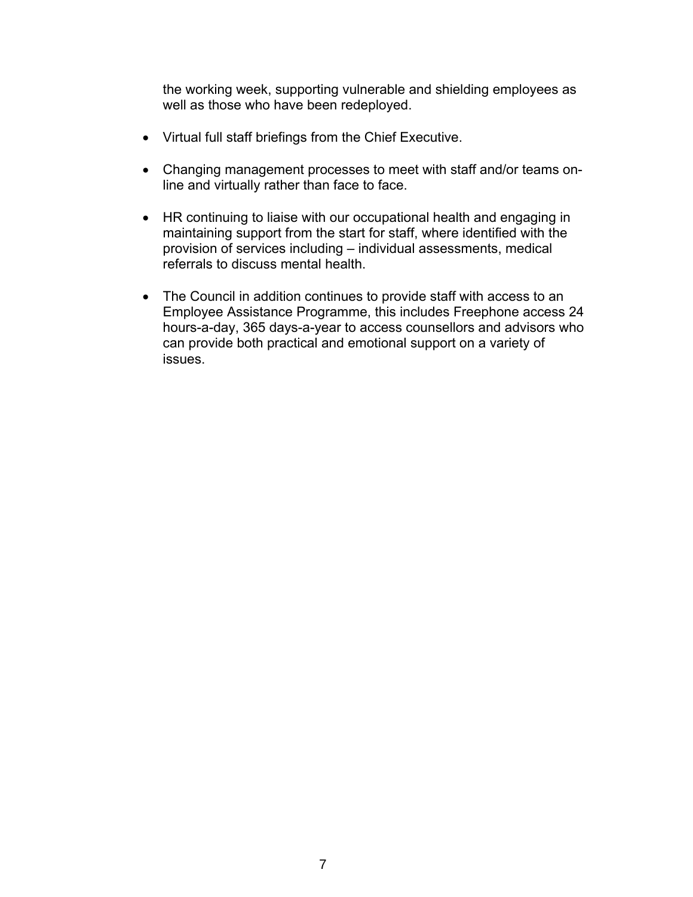the working week, supporting vulnerable and shielding employees as well as those who have been redeployed.

- Virtual full staff briefings from the Chief Executive.

- Changing management processes to meet with staff and/or teams on-line and virtually rather than face to face.

- HR continuing to liaise with our occupational health and engaging in maintaining support from the start for staff, where identified with the provision of services including – individual assessments, medical referrals to discuss mental health.

- The Council in addition continues to provide staff with access to an Employee Assistance Programme, this includes Freephone access 24 hours-a-day, 365 days-a-year to access counsellors and advisors who can provide both practical and emotional support on a variety of issues.